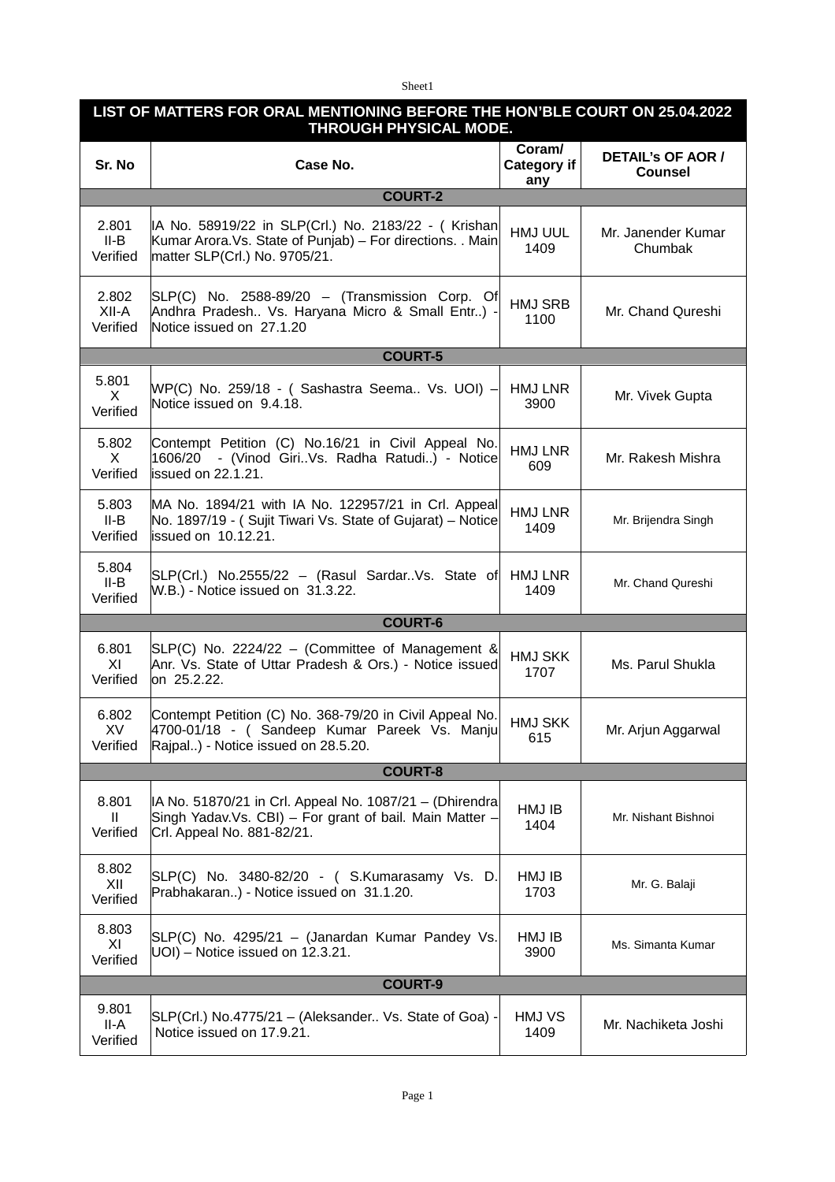| LIST OF MATTERS FOR ORAL MENTIONING BEFORE THE HON'BLE COURT ON 25.04.2022 THROUGH PHYSICAL MODE. | | | |
|---|---|---|---|
| **Sr. No** | **Case No.** | **Coram/ Category if any** | **DETAIL's OF AOR / Counsel** |
| **COURT-2** | | | |
| 2.801 II-B Verified | IA No. 58919/22 in SLP(Crl.) No. 2183/22 - ( Krishan Kumar Arora.Vs. State of Punjab) – For directions. . Main matter SLP(Crl.) No. 9705/21. | HMJ UUL 1409 | Mr. Janender Kumar Chumbak |
| 2.802 XII-A Verified | SLP(C) No. 2588-89/20 – (Transmission Corp. Of Andhra Pradesh.. Vs. Haryana Micro & Small Entr..) - Notice issued on 27.1.20 | HMJ SRB 1100 | Mr. Chand Qureshi |
| **COURT-5** | | | |
| 5.801 X Verified | WP(C) No. 259/18 - ( Sashastra Seema.. Vs. UOI) – Notice issued on 9.4.18. | HMJ LNR 3900 | Mr. Vivek Gupta |
| 5.802 X Verified | Contempt Petition (C) No.16/21 in Civil Appeal No. 1606/20 - (Vinod Giri..Vs. Radha Ratudi..) - Notice issued on 22.1.21. | HMJ LNR 609 | Mr. Rakesh Mishra |
| 5.803 II-B Verified | MA No. 1894/21 with IA No. 122957/21 in Crl. Appeal No. 1897/19 - ( Sujit Tiwari Vs. State of Gujarat) – Notice issued on 10.12.21. | HMJ LNR 1409 | Mr. Brijendra Singh |
| 5.804 II-B Verified | SLP(Crl.) No.2555/22 – (Rasul Sardar..Vs. State of W.B.) - Notice issued on 31.3.22. | HMJ LNR 1409 | Mr. Chand Qureshi |
| **COURT-6** | | | |
| 6.801 XI Verified | SLP(C) No. 2224/22 – (Committee of Management & Anr. Vs. State of Uttar Pradesh & Ors.) - Notice issued on 25.2.22. | HMJ SKK 1707 | Ms. Parul Shukla |
| 6.802 XV Verified | Contempt Petition (C) No. 368-79/20 in Civil Appeal No. 4700-01/18 - ( Sandeep Kumar Pareek Vs. Manju Rajpal..) - Notice issued on 28.5.20. | HMJ SKK 615 | Mr. Arjun Aggarwal |
| **COURT-8** | | | |
| 8.801 II Verified | IA No. 51870/21 in Crl. Appeal No. 1087/21 – (Dhirendra Singh Yadav.Vs. CBI) – For grant of bail. Main Matter – Crl. Appeal No. 881-82/21. | HMJ IB 1404 | Mr. Nishant Bishnoi |
| 8.802 XII Verified | SLP(C) No. 3480-82/20 - ( S.Kumarasamy Vs. D. Prabhakaran..) - Notice issued on 31.1.20. | HMJ IB 1703 | Mr. G. Balaji |
| 8.803 XI Verified | SLP(C) No. 4295/21 – (Janardan Kumar Pandey Vs. UOI) – Notice issued on 12.3.21. | HMJ IB 3900 | Ms. Simanta Kumar |
| **COURT-9** | | | |
| 9.801 II-A Verified | SLP(Crl.) No.4775/21 – (Aleksander.. Vs. State of Goa) - Notice issued on 17.9.21. | HMJ VS 1409 | Mr. Nachiketa Joshi |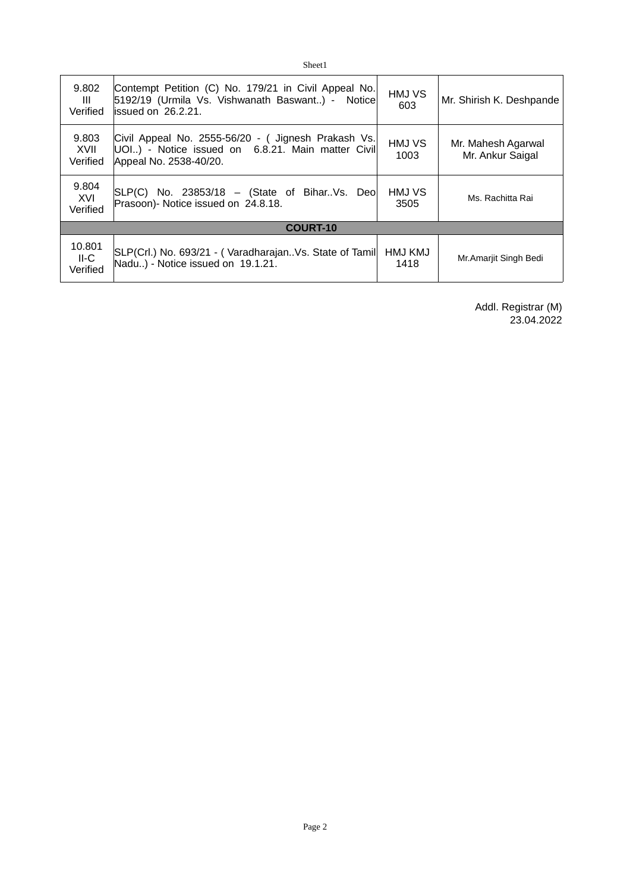| | | | |
|---|---|---|---|
| 9.802 III Verified | Contempt Petition (C) No. 179/21 in Civil Appeal No. 5192/19 (Urmila Vs. Vishwanath Baswant..) - Notice issued on 26.2.21. | HMJ VS 603 | Mr. Shirish K. Deshpande |
| 9.803 XVII Verified | Civil Appeal No. 2555-56/20 - ( Jignesh Prakash Vs. UOI..) - Notice issued on 6.8.21. Main matter Civil Appeal No. 2538-40/20. | HMJ VS 1003 | Mr. Mahesh Agarwal Mr. Ankur Saigal |
| 9.804 XVI Verified | SLP(C) No. 23853/18 – (State of Bihar..Vs. Deo Prasoon)- Notice issued on 24.8.18. | HMJ VS 3505 | Ms. Rachitta Rai |
| **COURT-10** | | | |
| 10.801 II-C Verified | SLP(Crl.) No. 693/21 - ( Varadharajan..Vs. State of Tamil Nadu..) - Notice issued on 19.1.21. | HMJ KMJ 1418 | Mr.Amarjit Singh Bedi |

Addl. Registrar (M)
23.04.2022